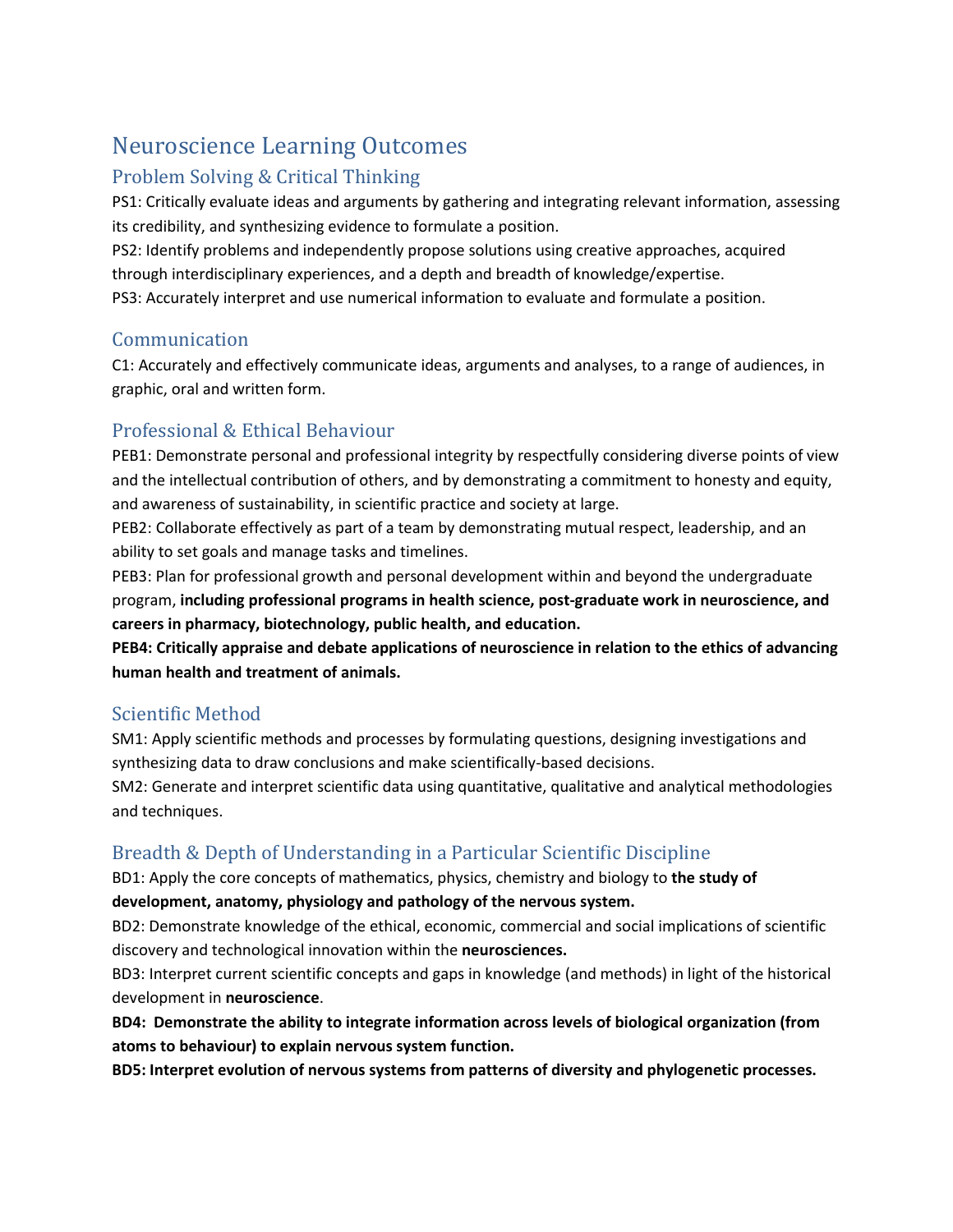# Neuroscience Learning Outcomes

## Problem Solving & Critical Thinking

PS1: Critically evaluate ideas and arguments by gathering and integrating relevant information, assessing its credibility, and synthesizing evidence to formulate a position.

PS2: Identify problems and independently propose solutions using creative approaches, acquired through interdisciplinary experiences, and a depth and breadth of knowledge/expertise.

PS3: Accurately interpret and use numerical information to evaluate and formulate a position.

## Communication

C1: Accurately and effectively communicate ideas, arguments and analyses, to a range of audiences, in graphic, oral and written form.

## Professional & Ethical Behaviour

PEB1: Demonstrate personal and professional integrity by respectfully considering diverse points of view and the intellectual contribution of others, and by demonstrating a commitment to honesty and equity, and awareness of sustainability, in scientific practice and society at large.

PEB2: Collaborate effectively as part of a team by demonstrating mutual respect, leadership, and an ability to set goals and manage tasks and timelines.

PEB3: Plan for professional growth and personal development within and beyond the undergraduate program, **including professional programs in health science, post-graduate work in neuroscience, and careers in pharmacy, biotechnology, public health, and education.**

**PEB4: Critically appraise and debate applications of neuroscience in relation to the ethics of advancing human health and treatment of animals.**

## Scientific Method

SM1: Apply scientific methods and processes by formulating questions, designing investigations and synthesizing data to draw conclusions and make scientifically-based decisions.

SM2: Generate and interpret scientific data using quantitative, qualitative and analytical methodologies and techniques.

## Breadth & Depth of Understanding in a Particular Scientific Discipline

BD1: Apply the core concepts of mathematics, physics, chemistry and biology to **the study of development, anatomy, physiology and pathology of the nervous system.**

BD2: Demonstrate knowledge of the ethical, economic, commercial and social implications of scientific discovery and technological innovation within the **neurosciences.**

BD3: Interpret current scientific concepts and gaps in knowledge (and methods) in light of the historical development in **neuroscience**.

**BD4: Demonstrate the ability to integrate information across levels of biological organization (from atoms to behaviour) to explain nervous system function.**

**BD5: Interpret evolution of nervous systems from patterns of diversity and phylogenetic processes.**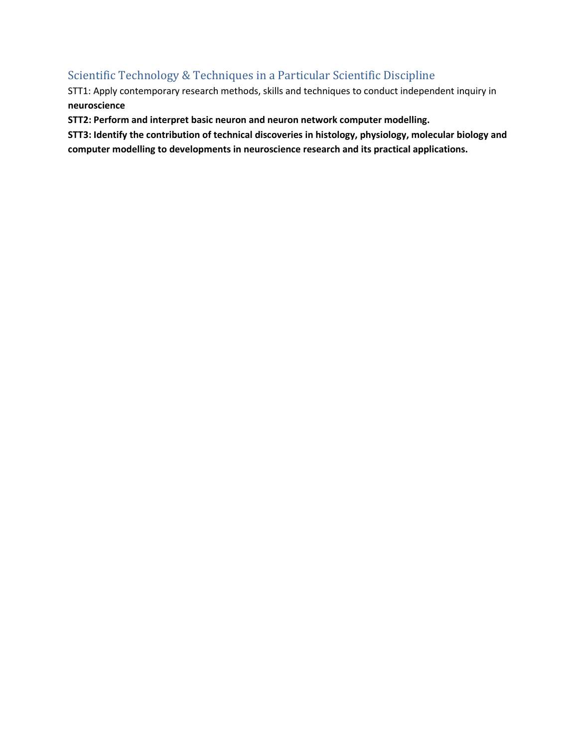## Scientific Technology & Techniques in a Particular Scientific Discipline

STT1: Apply contemporary research methods, skills and techniques to conduct independent inquiry in **neuroscience**

**STT2: Perform and interpret basic neuron and neuron network computer modelling.**

**STT3: Identify the contribution of technical discoveries in histology, physiology, molecular biology and computer modelling to developments in neuroscience research and its practical applications.**